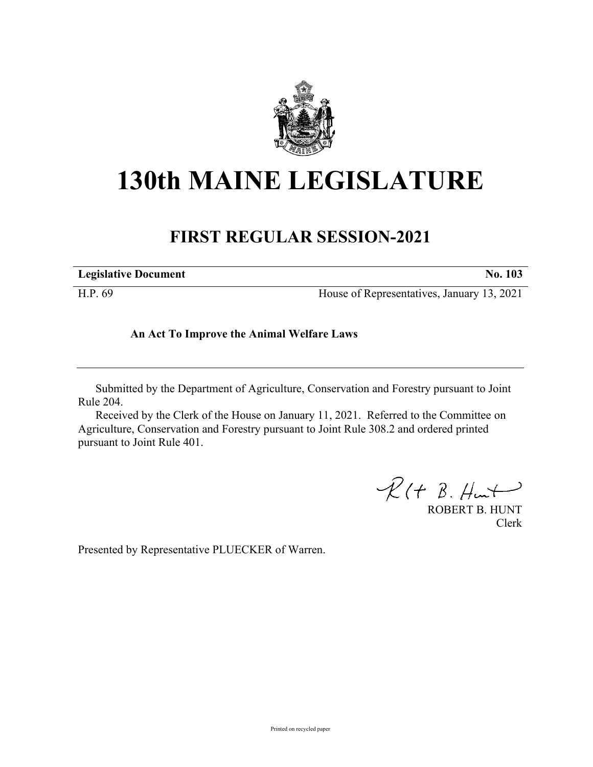# 130th MAINE LEGISLATURE

## FIRST REGULAR SESSION-2021

| **Legislative Document** | **No. 103** |
|---|---|
| H.P. 69 | House of Representatives, January 13, 2021 |

**An Act To Improve the Animal Welfare Laws**

---

Submitted by the Department of Agriculture, Conservation and Forestry pursuant to Joint Rule 204.

Received by the Clerk of the House on January 11, 2021. Referred to the Committee on Agriculture, Conservation and Forestry pursuant to Joint Rule 308.2 and ordered printed pursuant to Joint Rule 401.

ROBERT B. HUNT
Clerk

Presented by Representative PLUECKER of Warren.

Printed on recycled paper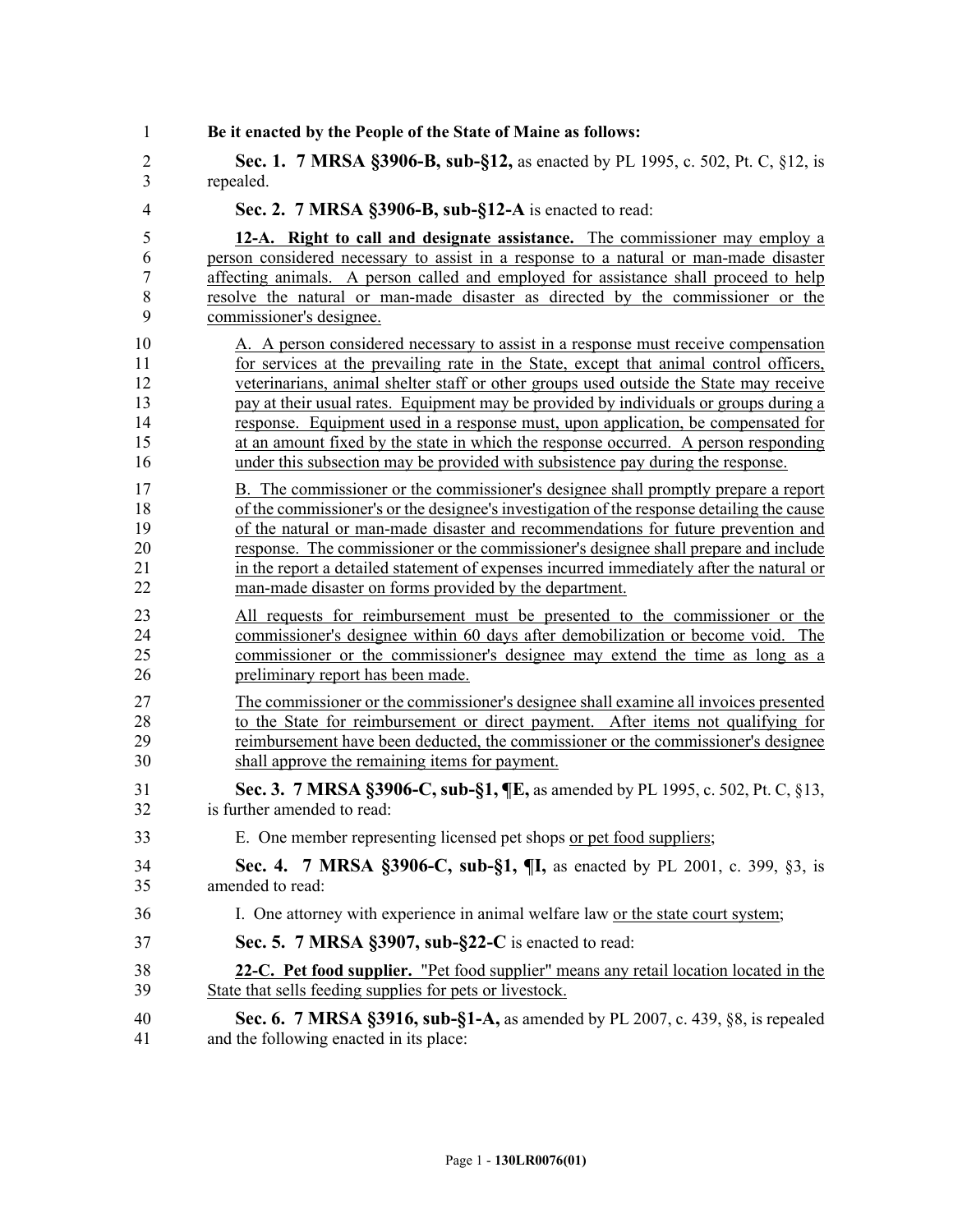**Be it enacted by the People of the State of Maine as follows:**

**Sec. 1. 7 MRSA §3906-B, sub-§12,** as enacted by PL 1995, c. 502, Pt. C, §12, is repealed.

**Sec. 2. 7 MRSA §3906-B, sub-§12-A** is enacted to read:

**12-A. Right to call and designate assistance.** The commissioner may employ a person considered necessary to assist in a response to a natural or man-made disaster affecting animals. A person called and employed for assistance shall proceed to help resolve the natural or man-made disaster as directed by the commissioner or the commissioner's designee.

A. A person considered necessary to assist in a response must receive compensation for services at the prevailing rate in the State, except that animal control officers, veterinarians, animal shelter staff or other groups used outside the State may receive pay at their usual rates. Equipment may be provided by individuals or groups during a response. Equipment used in a response must, upon application, be compensated for at an amount fixed by the state in which the response occurred. A person responding under this subsection may be provided with subsistence pay during the response.

B. The commissioner or the commissioner's designee shall promptly prepare a report of the commissioner's or the designee's investigation of the response detailing the cause of the natural or man-made disaster and recommendations for future prevention and response. The commissioner or the commissioner's designee shall prepare and include in the report a detailed statement of expenses incurred immediately after the natural or man-made disaster on forms provided by the department.

All requests for reimbursement must be presented to the commissioner or the commissioner's designee within 60 days after demobilization or become void. The commissioner or the commissioner's designee may extend the time as long as a preliminary report has been made.

The commissioner or the commissioner's designee shall examine all invoices presented to the State for reimbursement or direct payment. After items not qualifying for reimbursement have been deducted, the commissioner or the commissioner's designee shall approve the remaining items for payment.

**Sec. 3. 7 MRSA §3906-C, sub-§1, ¶E,** as amended by PL 1995, c. 502, Pt. C, §13, is further amended to read:

E. One member representing licensed pet shops or pet food suppliers;

**Sec. 4. 7 MRSA §3906-C, sub-§1, ¶I,** as enacted by PL 2001, c. 399, §3, is amended to read:

I. One attorney with experience in animal welfare law or the state court system;

**Sec. 5. 7 MRSA §3907, sub-§22-C** is enacted to read:

**22-C. Pet food supplier.** "Pet food supplier" means any retail location located in the State that sells feeding supplies for pets or livestock.

**Sec. 6. 7 MRSA §3916, sub-§1-A,** as amended by PL 2007, c. 439, §8, is repealed and the following enacted in its place: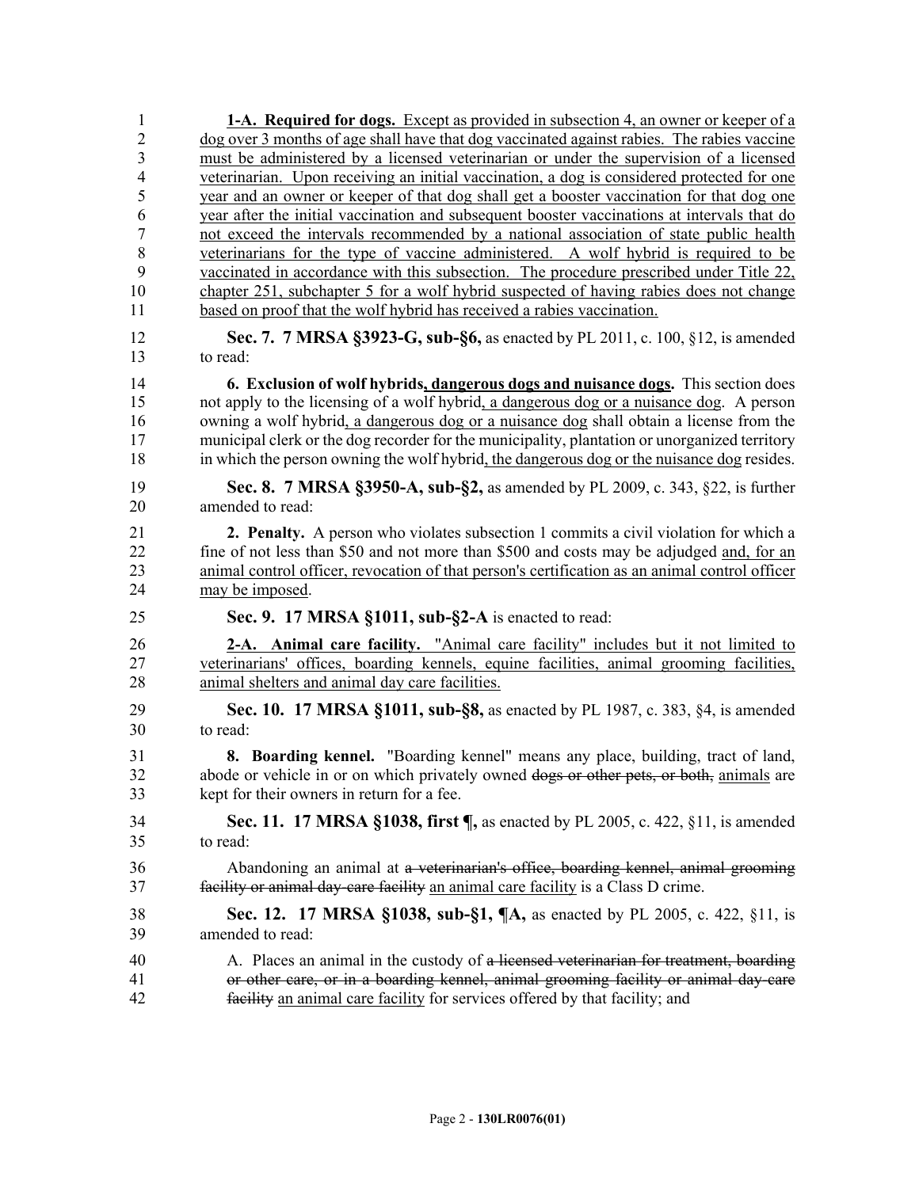**1-A. Required for dogs.** Except as provided in subsection 4, an owner or keeper of a dog over 3 months of age shall have that dog vaccinated against rabies. The rabies vaccine must be administered by a licensed veterinarian or under the supervision of a licensed veterinarian. Upon receiving an initial vaccination, a dog is considered protected for one year and an owner or keeper of that dog shall get a booster vaccination for that dog one year after the initial vaccination and subsequent booster vaccinations at intervals that do not exceed the intervals recommended by a national association of state public health veterinarians for the type of vaccine administered. A wolf hybrid is required to be vaccinated in accordance with this subsection. The procedure prescribed under Title 22, chapter 251, subchapter 5 for a wolf hybrid suspected of having rabies does not change based on proof that the wolf hybrid has received a rabies vaccination.

**Sec. 7. 7 MRSA §3923-G, sub-§6,** as enacted by PL 2011, c. 100, §12, is amended to read:

**6. Exclusion of wolf hybrids, dangerous dogs and nuisance dogs.** This section does not apply to the licensing of a wolf hybrid, a dangerous dog or a nuisance dog. A person owning a wolf hybrid, a dangerous dog or a nuisance dog shall obtain a license from the municipal clerk or the dog recorder for the municipality, plantation or unorganized territory in which the person owning the wolf hybrid, the dangerous dog or the nuisance dog resides.

**Sec. 8. 7 MRSA §3950-A, sub-§2,** as amended by PL 2009, c. 343, §22, is further amended to read:

**2. Penalty.** A person who violates subsection 1 commits a civil violation for which a fine of not less than \$50 and not more than \$500 and costs may be adjudged and, for an animal control officer, revocation of that person's certification as an animal control officer may be imposed.

**Sec. 9. 17 MRSA §1011, sub-§2-A** is enacted to read:

**2-A. Animal care facility.** "Animal care facility" includes but it not limited to veterinarians' offices, boarding kennels, equine facilities, animal grooming facilities, animal shelters and animal day care facilities.

**Sec. 10. 17 MRSA §1011, sub-§8,** as enacted by PL 1987, c. 383, §4, is amended to read:

**8. Boarding kennel.** "Boarding kennel" means any place, building, tract of land, abode or vehicle in or on which privately owned ~~dogs or other pets, or both,~~ animals are kept for their owners in return for a fee.

**Sec. 11. 17 MRSA §1038, first ¶,** as enacted by PL 2005, c. 422, §11, is amended to read:

Abandoning an animal at ~~a veterinarian's office, boarding kennel, animal grooming facility or animal day-care facility~~ an animal care facility is a Class D crime.

**Sec. 12. 17 MRSA §1038, sub-§1, ¶A,** as enacted by PL 2005, c. 422, §11, is amended to read:

A. Places an animal in the custody of ~~a licensed veterinarian for treatment, boarding or other care, or in a boarding kennel, animal grooming facility or animal day-care facility~~ an animal care facility for services offered by that facility; and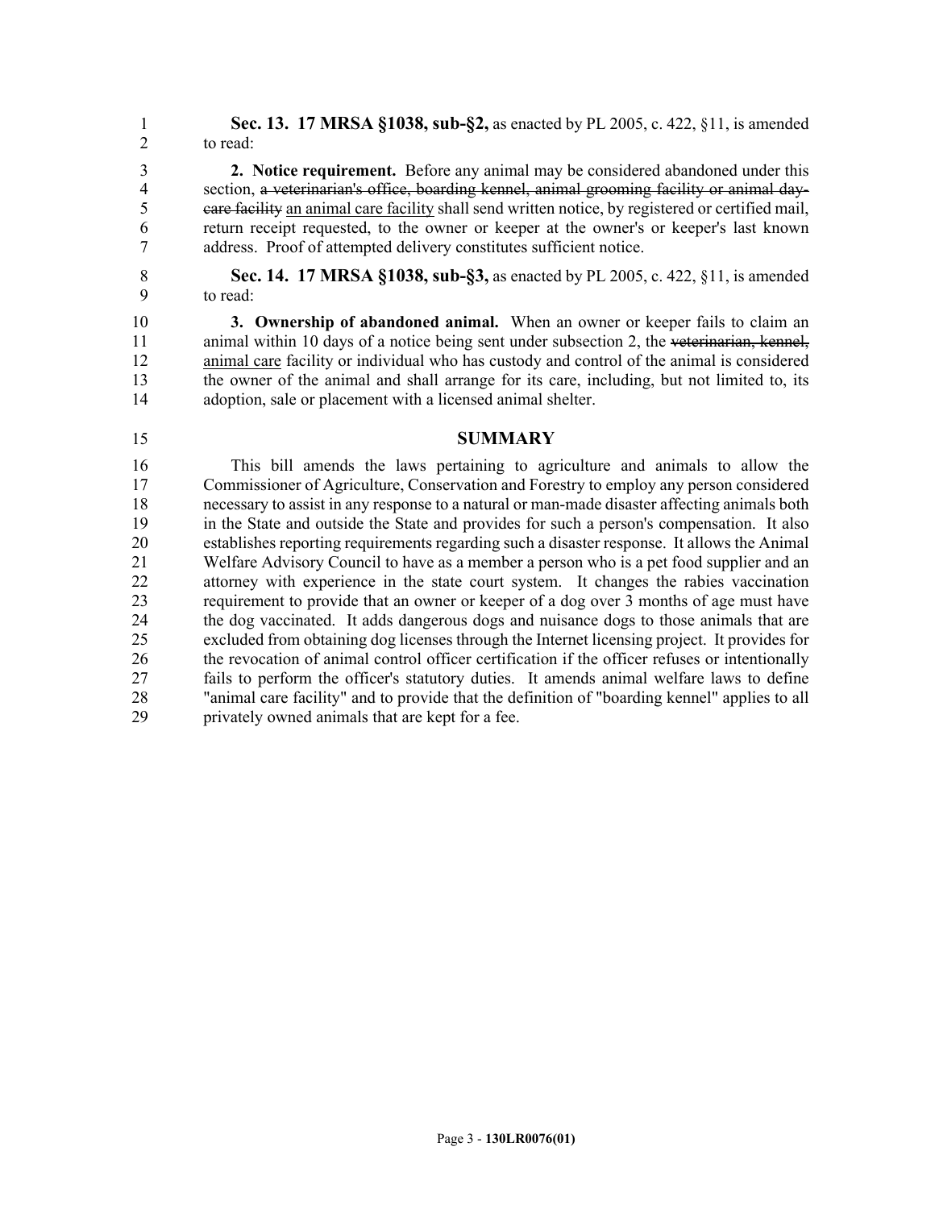**Sec. 13. 17 MRSA §1038, sub-§2,** as enacted by PL 2005, c. 422, §11, is amended to read:

**2. Notice requirement.** Before any animal may be considered abandoned under this section, ~~a veterinarian's office, boarding kennel, animal grooming facility or animal day-care facility~~ <u>an animal care facility</u> shall send written notice, by registered or certified mail, return receipt requested, to the owner or keeper at the owner's or keeper's last known address. Proof of attempted delivery constitutes sufficient notice.

**Sec. 14. 17 MRSA §1038, sub-§3,** as enacted by PL 2005, c. 422, §11, is amended to read:

**3. Ownership of abandoned animal.** When an owner or keeper fails to claim an animal within 10 days of a notice being sent under subsection 2, the ~~veterinarian, kennel,~~ <u>animal care</u> facility or individual who has custody and control of the animal is considered the owner of the animal and shall arrange for its care, including, but not limited to, its adoption, sale or placement with a licensed animal shelter.

## SUMMARY

This bill amends the laws pertaining to agriculture and animals to allow the Commissioner of Agriculture, Conservation and Forestry to employ any person considered necessary to assist in any response to a natural or man-made disaster affecting animals both in the State and outside the State and provides for such a person's compensation. It also establishes reporting requirements regarding such a disaster response. It allows the Animal Welfare Advisory Council to have as a member a person who is a pet food supplier and an attorney with experience in the state court system. It changes the rabies vaccination requirement to provide that an owner or keeper of a dog over 3 months of age must have the dog vaccinated. It adds dangerous dogs and nuisance dogs to those animals that are excluded from obtaining dog licenses through the Internet licensing project. It provides for the revocation of animal control officer certification if the officer refuses or intentionally fails to perform the officer's statutory duties. It amends animal welfare laws to define "animal care facility" and to provide that the definition of "boarding kennel" applies to all privately owned animals that are kept for a fee.